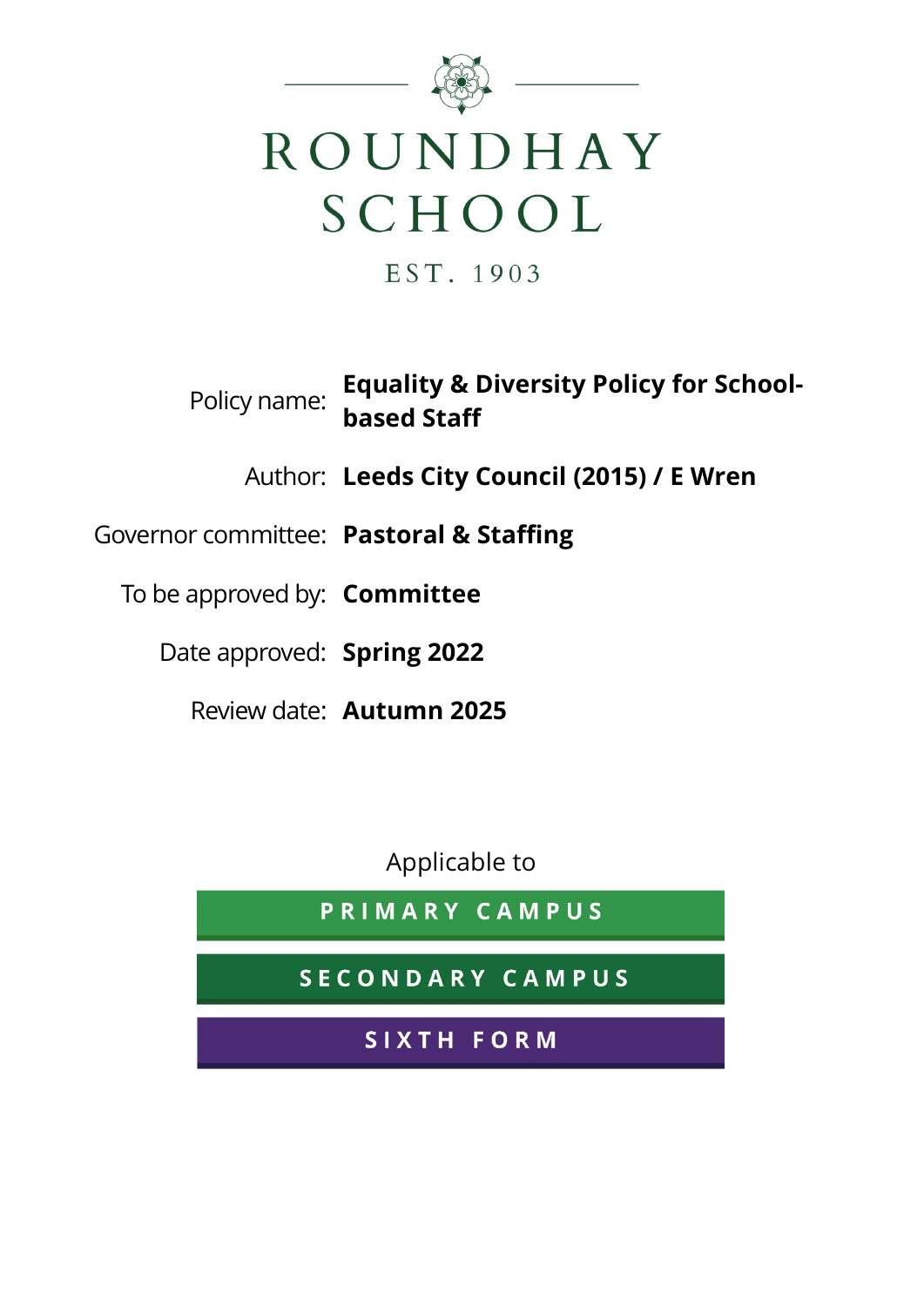# ROUNDHAY SCHOOL

EST. 1903

| | |
|---|---|
| Policy name: | **Equality & Diversity Policy for School-based Staff** |
| Author: | **Leeds City Council (2015) / E Wren** |
| Governor committee: | **Pastoral & Staffing** |
| To be approved by: | **Committee** |
| Date approved: | **Spring 2022** |
| Review date: | **Autumn 2025** |

Applicable to

**PRIMARY CAMPUS**

**SECONDARY CAMPUS**

**SIXTH FORM**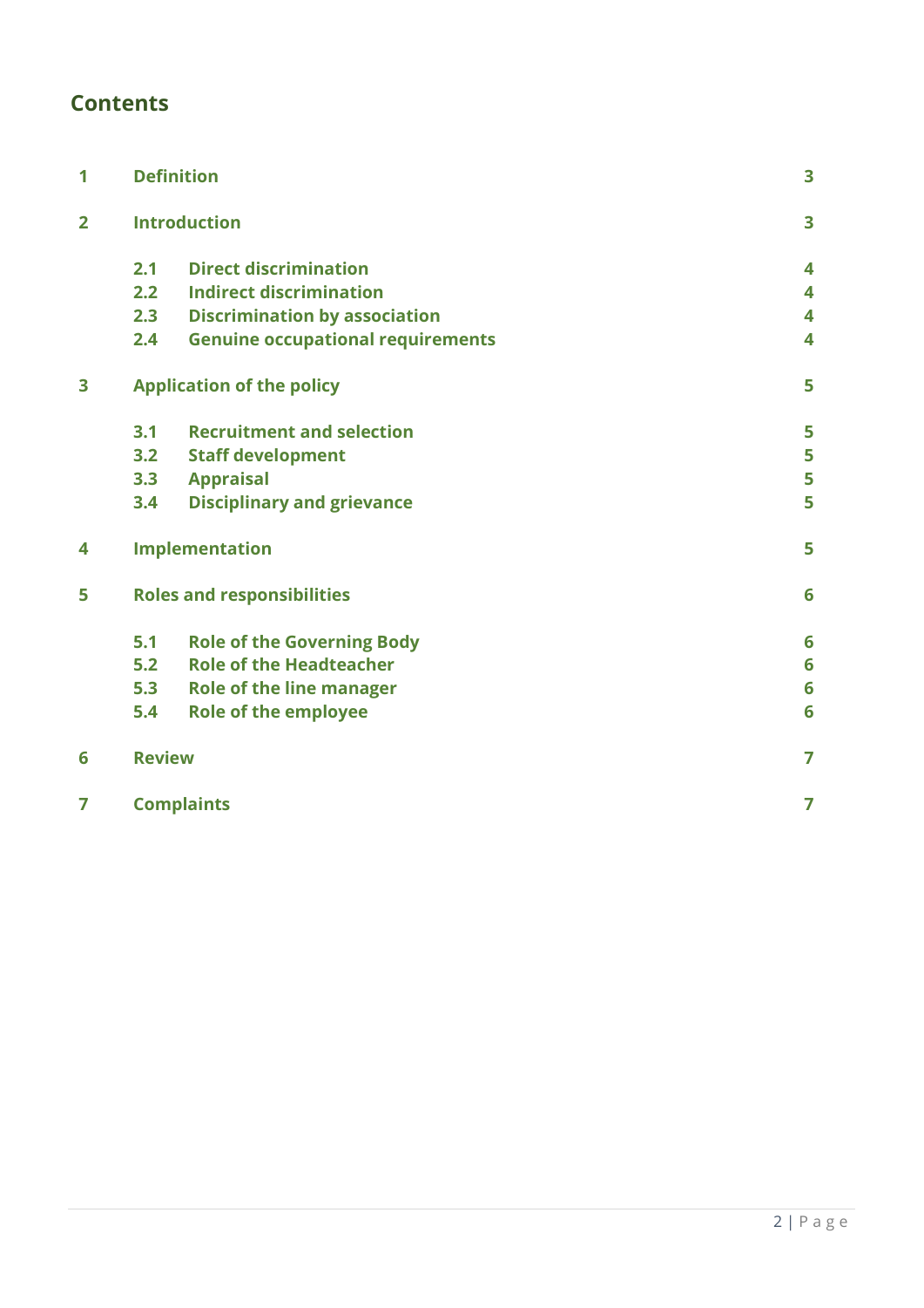## Contents

| | | | |
|---|---|---|---|
| 1 | Definition | | 3 |
| 2 | Introduction | | 3 |
| | 2.1 | Direct discrimination | 4 |
| | 2.2 | Indirect discrimination | 4 |
| | 2.3 | Discrimination by association | 4 |
| | 2.4 | Genuine occupational requirements | 4 |
| 3 | Application of the policy | | 5 |
| | 3.1 | Recruitment and selection | 5 |
| | 3.2 | Staff development | 5 |
| | 3.3 | Appraisal | 5 |
| | 3.4 | Disciplinary and grievance | 5 |
| 4 | Implementation | | 5 |
| 5 | Roles and responsibilities | | 6 |
| | 5.1 | Role of the Governing Body | 6 |
| | 5.2 | Role of the Headteacher | 6 |
| | 5.3 | Role of the line manager | 6 |
| | 5.4 | Role of the employee | 6 |
| 6 | Review | | 7 |
| 7 | Complaints | | 7 |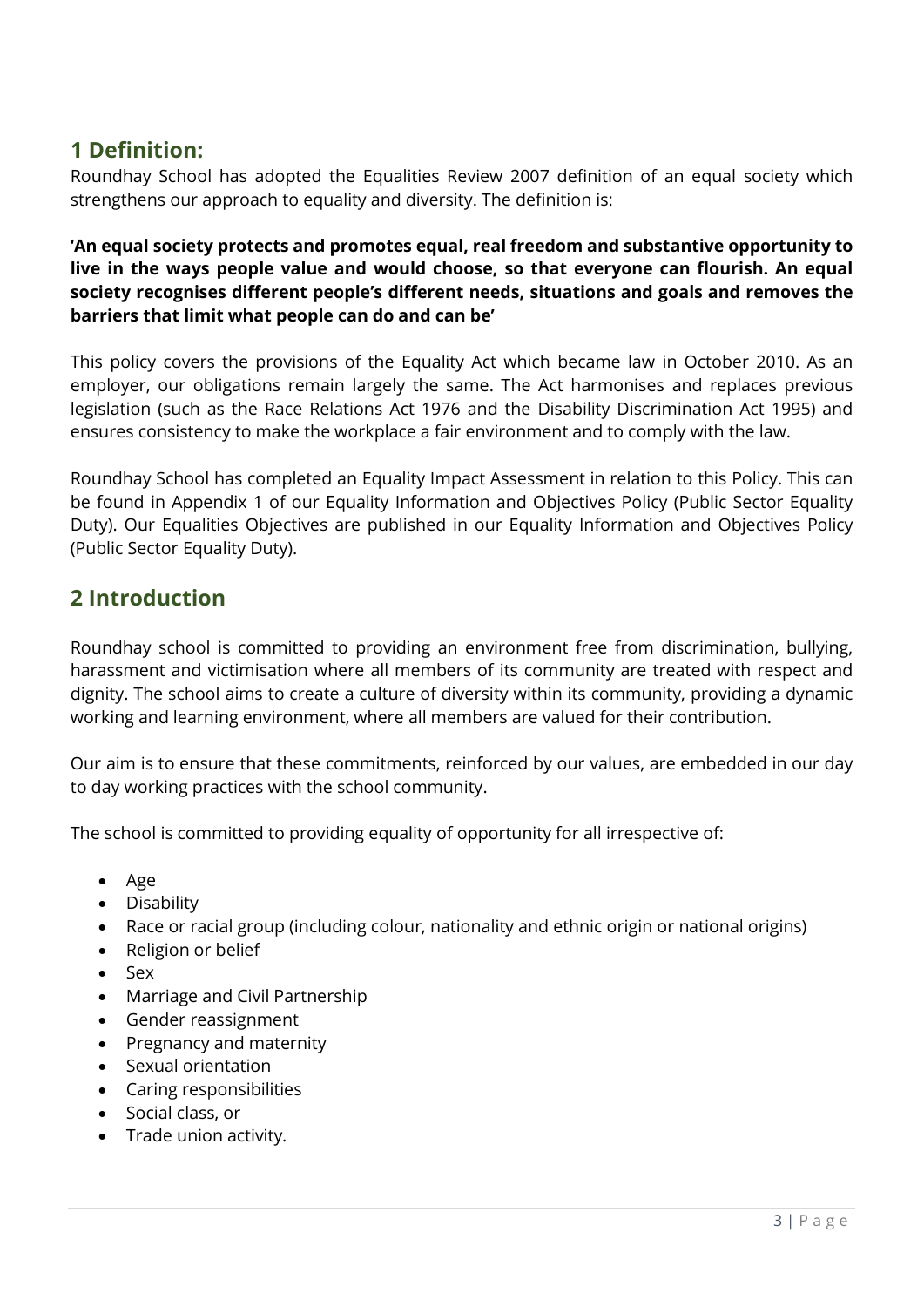## 1 Definition:

Roundhay School has adopted the Equalities Review 2007 definition of an equal society which strengthens our approach to equality and diversity. The definition is:

**'An equal society protects and promotes equal, real freedom and substantive opportunity to live in the ways people value and would choose, so that everyone can flourish. An equal society recognises different people's different needs, situations and goals and removes the barriers that limit what people can do and can be'**

This policy covers the provisions of the Equality Act which became law in October 2010. As an employer, our obligations remain largely the same. The Act harmonises and replaces previous legislation (such as the Race Relations Act 1976 and the Disability Discrimination Act 1995) and ensures consistency to make the workplace a fair environment and to comply with the law.

Roundhay School has completed an Equality Impact Assessment in relation to this Policy. This can be found in Appendix 1 of our Equality Information and Objectives Policy (Public Sector Equality Duty). Our Equalities Objectives are published in our Equality Information and Objectives Policy (Public Sector Equality Duty).

## 2 Introduction

Roundhay school is committed to providing an environment free from discrimination, bullying, harassment and victimisation where all members of its community are treated with respect and dignity. The school aims to create a culture of diversity within its community, providing a dynamic working and learning environment, where all members are valued for their contribution.

Our aim is to ensure that these commitments, reinforced by our values, are embedded in our day to day working practices with the school community.

The school is committed to providing equality of opportunity for all irrespective of:

- Age
- Disability
- Race or racial group (including colour, nationality and ethnic origin or national origins)
- Religion or belief
- Sex
- Marriage and Civil Partnership
- Gender reassignment
- Pregnancy and maternity
- Sexual orientation
- Caring responsibilities
- Social class, or
- Trade union activity.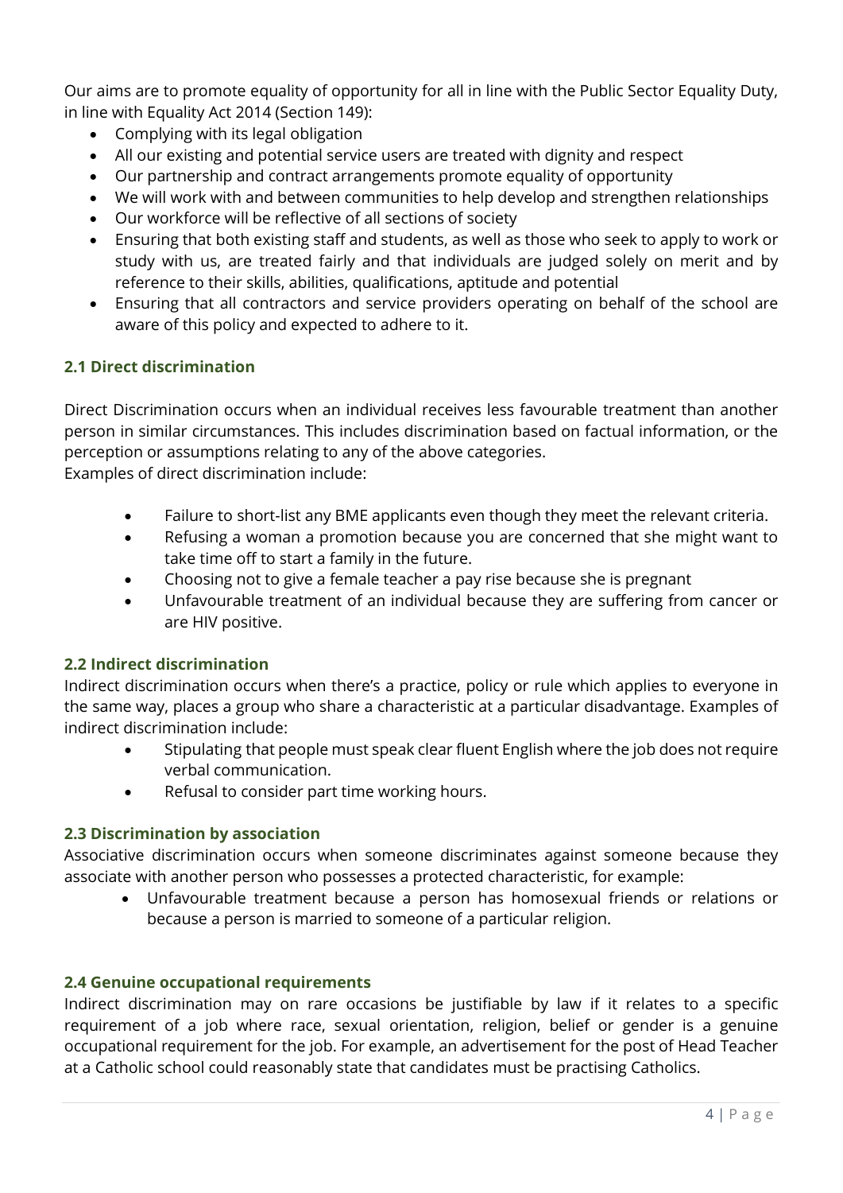Our aims are to promote equality of opportunity for all in line with the Public Sector Equality Duty, in line with Equality Act 2014 (Section 149):

- Complying with its legal obligation
- All our existing and potential service users are treated with dignity and respect
- Our partnership and contract arrangements promote equality of opportunity
- We will work with and between communities to help develop and strengthen relationships
- Our workforce will be reflective of all sections of society
- Ensuring that both existing staff and students, as well as those who seek to apply to work or study with us, are treated fairly and that individuals are judged solely on merit and by reference to their skills, abilities, qualifications, aptitude and potential
- Ensuring that all contractors and service providers operating on behalf of the school are aware of this policy and expected to adhere to it.

### 2.1 Direct discrimination

Direct Discrimination occurs when an individual receives less favourable treatment than another person in similar circumstances. This includes discrimination based on factual information, or the perception or assumptions relating to any of the above categories.
Examples of direct discrimination include:

- Failure to short-list any BME applicants even though they meet the relevant criteria.
- Refusing a woman a promotion because you are concerned that she might want to take time off to start a family in the future.
- Choosing not to give a female teacher a pay rise because she is pregnant
- Unfavourable treatment of an individual because they are suffering from cancer or are HIV positive.

### 2.2 Indirect discrimination

Indirect discrimination occurs when there's a practice, policy or rule which applies to everyone in the same way, places a group who share a characteristic at a particular disadvantage. Examples of indirect discrimination include:

- Stipulating that people must speak clear fluent English where the job does not require verbal communication.
- Refusal to consider part time working hours.

### 2.3 Discrimination by association

Associative discrimination occurs when someone discriminates against someone because they associate with another person who possesses a protected characteristic, for example:

- Unfavourable treatment because a person has homosexual friends or relations or because a person is married to someone of a particular religion.

### 2.4 Genuine occupational requirements

Indirect discrimination may on rare occasions be justifiable by law if it relates to a specific requirement of a job where race, sexual orientation, religion, belief or gender is a genuine occupational requirement for the job. For example, an advertisement for the post of Head Teacher at a Catholic school could reasonably state that candidates must be practising Catholics.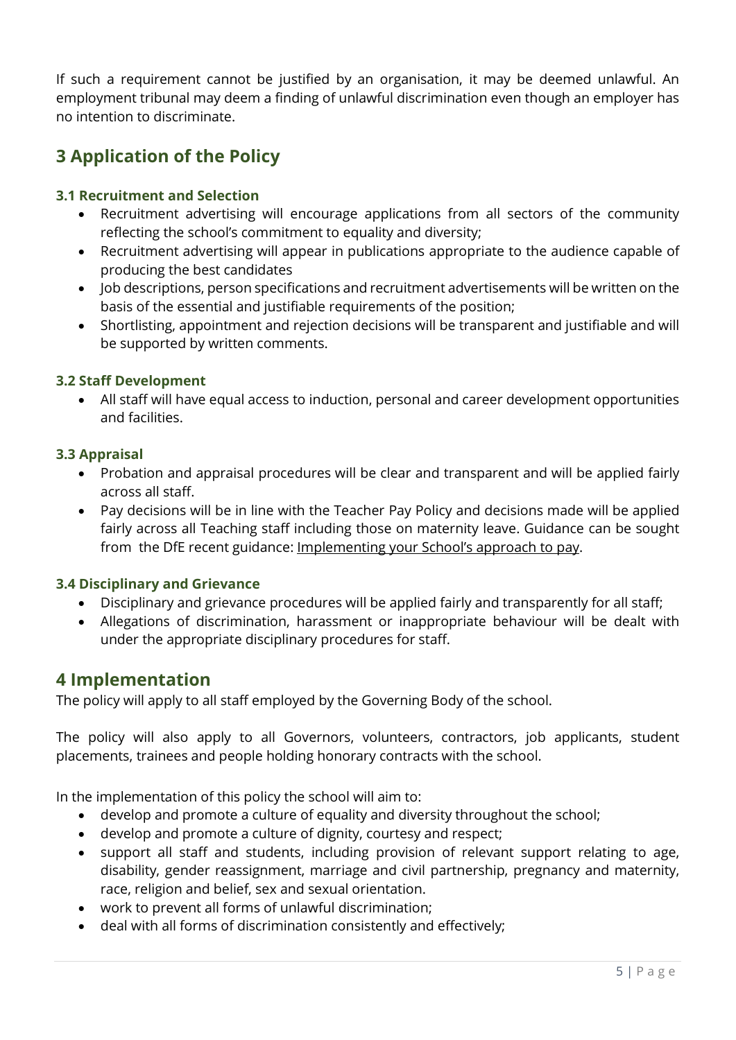If such a requirement cannot be justified by an organisation, it may be deemed unlawful. An employment tribunal may deem a finding of unlawful discrimination even though an employer has no intention to discriminate.

## 3 Application of the Policy

### 3.1 Recruitment and Selection

- Recruitment advertising will encourage applications from all sectors of the community reflecting the school's commitment to equality and diversity;
- Recruitment advertising will appear in publications appropriate to the audience capable of producing the best candidates
- Job descriptions, person specifications and recruitment advertisements will be written on the basis of the essential and justifiable requirements of the position;
- Shortlisting, appointment and rejection decisions will be transparent and justifiable and will be supported by written comments.

### 3.2 Staff Development

- All staff will have equal access to induction, personal and career development opportunities and facilities.

### 3.3 Appraisal

- Probation and appraisal procedures will be clear and transparent and will be applied fairly across all staff.
- Pay decisions will be in line with the Teacher Pay Policy and decisions made will be applied fairly across all Teaching staff including those on maternity leave. Guidance can be sought from the DfE recent guidance: Implementing your School's approach to pay.

### 3.4 Disciplinary and Grievance

- Disciplinary and grievance procedures will be applied fairly and transparently for all staff;
- Allegations of discrimination, harassment or inappropriate behaviour will be dealt with under the appropriate disciplinary procedures for staff.

## 4 Implementation

The policy will apply to all staff employed by the Governing Body of the school.

The policy will also apply to all Governors, volunteers, contractors, job applicants, student placements, trainees and people holding honorary contracts with the school.

In the implementation of this policy the school will aim to:

- develop and promote a culture of equality and diversity throughout the school;
- develop and promote a culture of dignity, courtesy and respect;
- support all staff and students, including provision of relevant support relating to age, disability, gender reassignment, marriage and civil partnership, pregnancy and maternity, race, religion and belief, sex and sexual orientation.
- work to prevent all forms of unlawful discrimination;
- deal with all forms of discrimination consistently and effectively;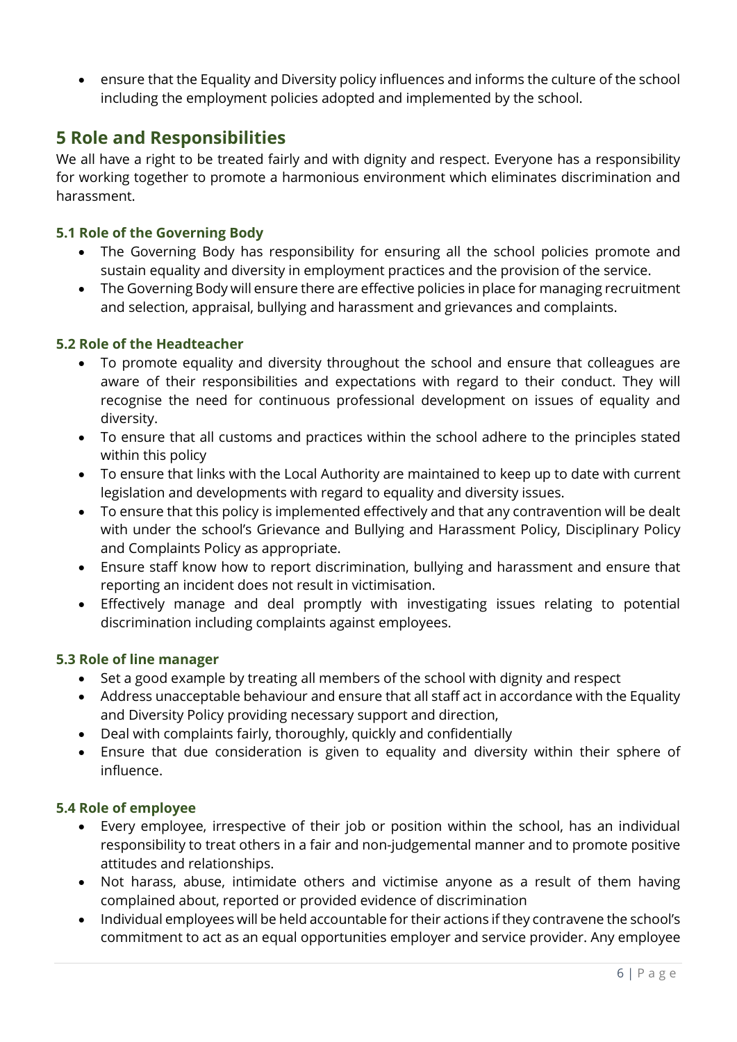- ensure that the Equality and Diversity policy influences and informs the culture of the school including the employment policies adopted and implemented by the school.

## 5 Role and Responsibilities

We all have a right to be treated fairly and with dignity and respect. Everyone has a responsibility for working together to promote a harmonious environment which eliminates discrimination and harassment.

### 5.1 Role of the Governing Body

- The Governing Body has responsibility for ensuring all the school policies promote and sustain equality and diversity in employment practices and the provision of the service.
- The Governing Body will ensure there are effective policies in place for managing recruitment and selection, appraisal, bullying and harassment and grievances and complaints.

### 5.2 Role of the Headteacher

- To promote equality and diversity throughout the school and ensure that colleagues are aware of their responsibilities and expectations with regard to their conduct. They will recognise the need for continuous professional development on issues of equality and diversity.
- To ensure that all customs and practices within the school adhere to the principles stated within this policy
- To ensure that links with the Local Authority are maintained to keep up to date with current legislation and developments with regard to equality and diversity issues.
- To ensure that this policy is implemented effectively and that any contravention will be dealt with under the school's Grievance and Bullying and Harassment Policy, Disciplinary Policy and Complaints Policy as appropriate.
- Ensure staff know how to report discrimination, bullying and harassment and ensure that reporting an incident does not result in victimisation.
- Effectively manage and deal promptly with investigating issues relating to potential discrimination including complaints against employees.

### 5.3 Role of line manager

- Set a good example by treating all members of the school with dignity and respect
- Address unacceptable behaviour and ensure that all staff act in accordance with the Equality and Diversity Policy providing necessary support and direction,
- Deal with complaints fairly, thoroughly, quickly and confidentially
- Ensure that due consideration is given to equality and diversity within their sphere of influence.

### 5.4 Role of employee

- Every employee, irrespective of their job or position within the school, has an individual responsibility to treat others in a fair and non-judgemental manner and to promote positive attitudes and relationships.
- Not harass, abuse, intimidate others and victimise anyone as a result of them having complained about, reported or provided evidence of discrimination
- Individual employees will be held accountable for their actions if they contravene the school's commitment to act as an equal opportunities employer and service provider. Any employee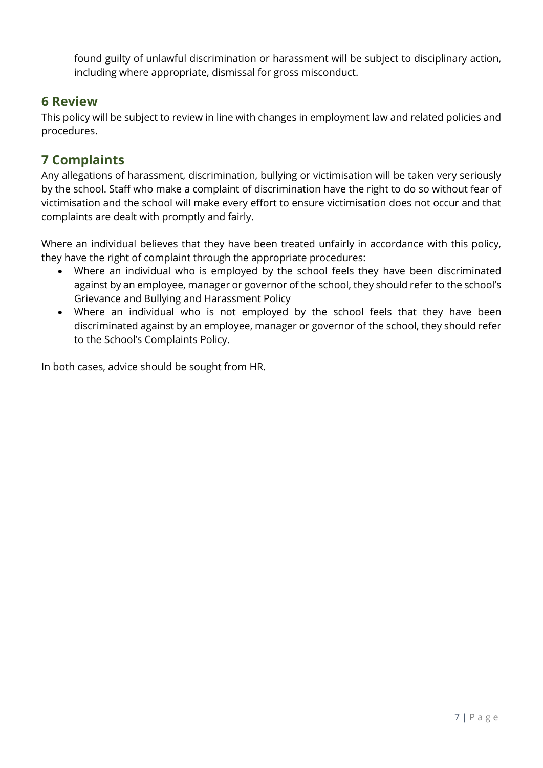found guilty of unlawful discrimination or harassment will be subject to disciplinary action, including where appropriate, dismissal for gross misconduct.

## 6 Review

This policy will be subject to review in line with changes in employment law and related policies and procedures.

## 7 Complaints

Any allegations of harassment, discrimination, bullying or victimisation will be taken very seriously by the school. Staff who make a complaint of discrimination have the right to do so without fear of victimisation and the school will make every effort to ensure victimisation does not occur and that complaints are dealt with promptly and fairly.

Where an individual believes that they have been treated unfairly in accordance with this policy, they have the right of complaint through the appropriate procedures:

- Where an individual who is employed by the school feels they have been discriminated against by an employee, manager or governor of the school, they should refer to the school's Grievance and Bullying and Harassment Policy
- Where an individual who is not employed by the school feels that they have been discriminated against by an employee, manager or governor of the school, they should refer to the School's Complaints Policy.

In both cases, advice should be sought from HR.